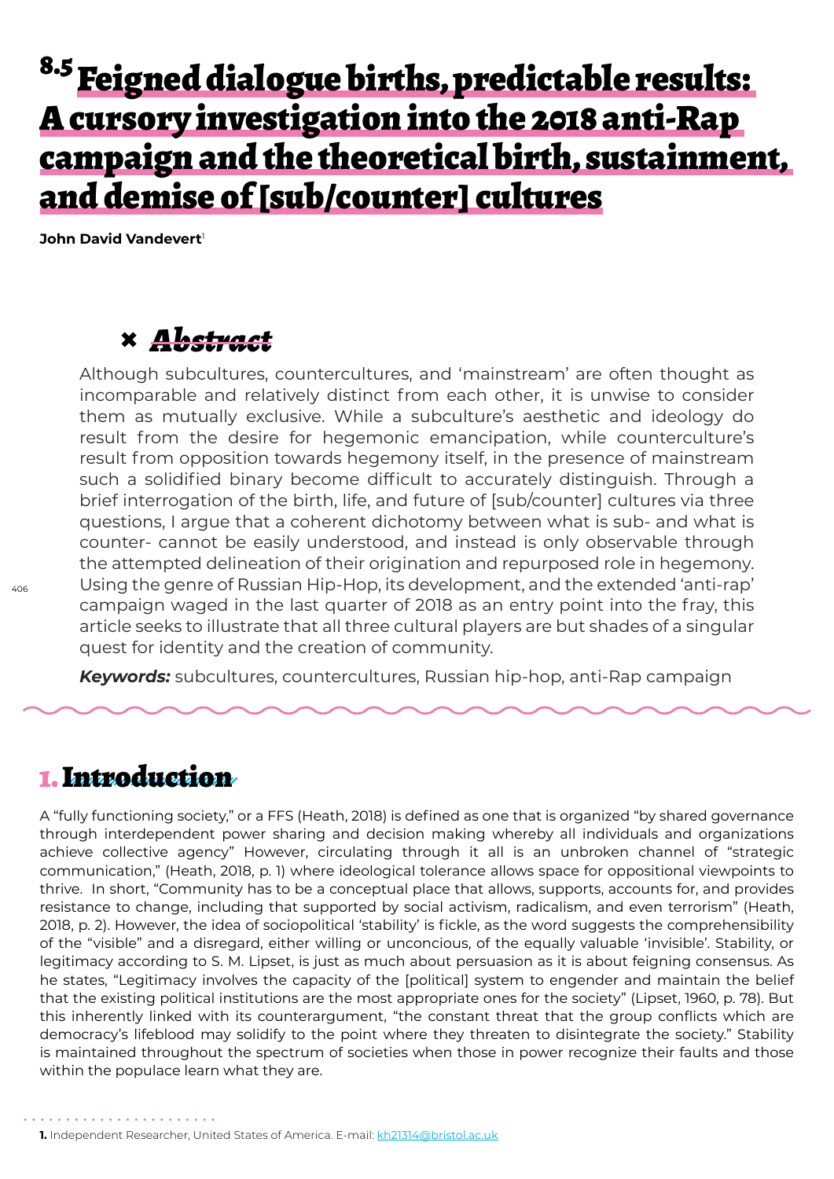# 8.5 Feigned dialogue births, predictable results: A cursory investigation into the 2018 anti-Rap campaign and the theoretical birth, sustainment, and demise of [sub/counter] cultures

**John David Vandevert**[1]

## Abstract

Although subcultures, countercultures, and 'mainstream' are often thought as incomparable and relatively distinct from each other, it is unwise to consider them as mutually exclusive. While a subculture's aesthetic and ideology do result from the desire for hegemonic emancipation, while counterculture's result from opposition towards hegemony itself, in the presence of mainstream such a solidified binary become difficult to accurately distinguish. Through a brief interrogation of the birth, life, and future of [sub/counter] cultures via three questions, I argue that a coherent dichotomy between what is sub- and what is counter- cannot be easily understood, and instead is only observable through the attempted delineation of their origination and repurposed role in hegemony. Using the genre of Russian Hip-Hop, its development, and the extended 'anti-rap' campaign waged in the last quarter of 2018 as an entry point into the fray, this article seeks to illustrate that all three cultural players are but shades of a singular quest for identity and the creation of community.

***Keywords:*** subcultures, countercultures, Russian hip-hop, anti-Rap campaign

## 1. Introduction

A "fully functioning society," or a FFS (Heath, 2018) is defined as one that is organized "by shared governance through interdependent power sharing and decision making whereby all individuals and organizations achieve collective agency" However, circulating through it all is an unbroken channel of "strategic communication," (Heath, 2018, p. 1) where ideological tolerance allows space for oppositional viewpoints to thrive. In short, "Community has to be a conceptual place that allows, supports, accounts for, and provides resistance to change, including that supported by social activism, radicalism, and even terrorism" (Heath, 2018, p. 2). However, the idea of sociopolitical 'stability' is fickle, as the word suggests the comprehensibility of the "visible" and a disregard, either willing or unconcious, of the equally valuable 'invisible'. Stability, or legitimacy according to S. M. Lipset, is just as much about persuasion as it is about feigning consensus. As he states, "Legitimacy involves the capacity of the [political] system to engender and maintain the belief that the existing political institutions are the most appropriate ones for the society" (Lipset, 1960, p. 78). But this inherently linked with its counterargument, "the constant threat that the group conflicts which are democracy's lifeblood may solidify to the point where they threaten to disintegrate the society." Stability is maintained throughout the spectrum of societies when those in power recognize their faults and those within the populace learn what they are.

[1] Independent Researcher, United States of America. E-mail: kh21314@bristol.ac.uk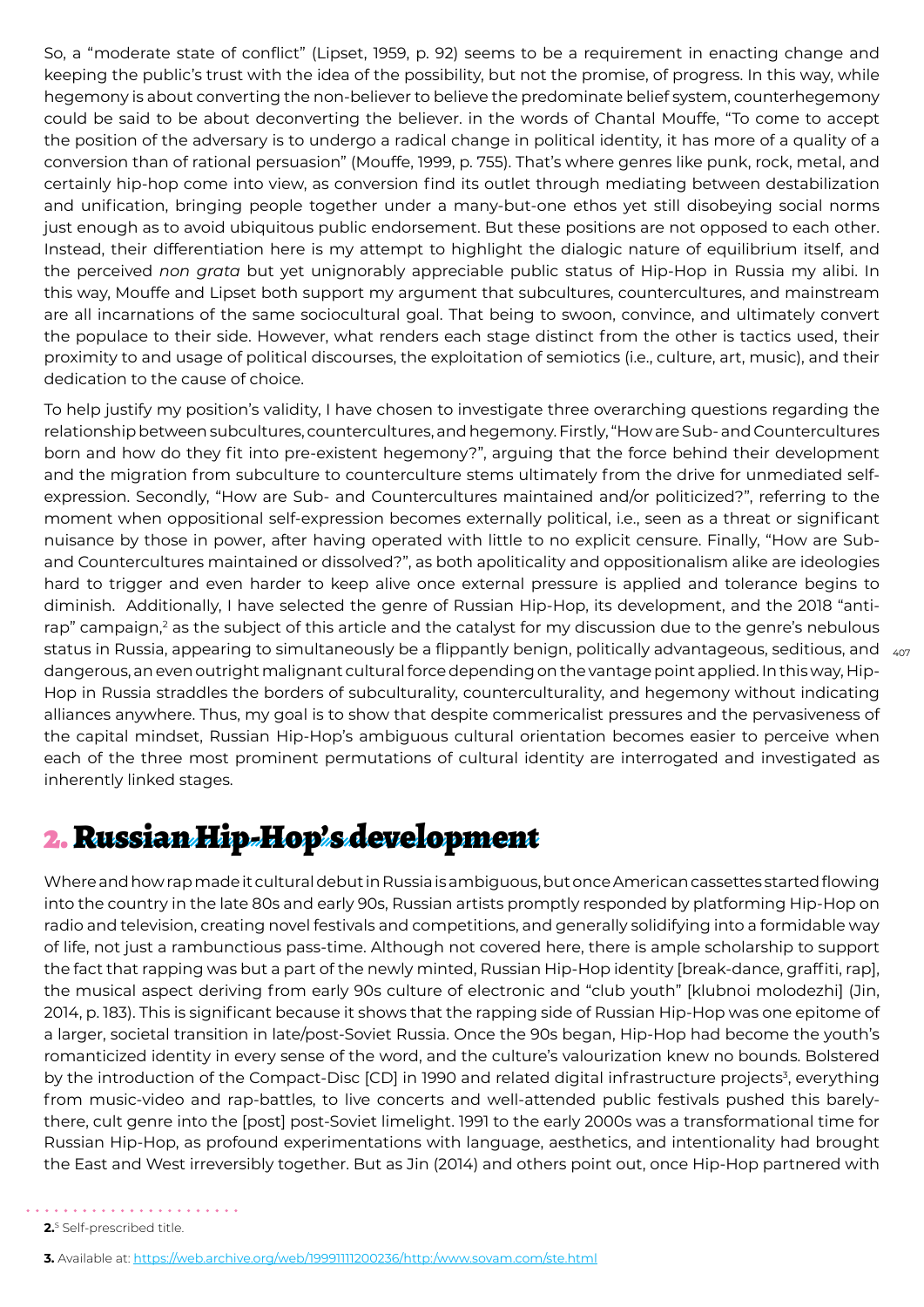So, a "moderate state of conflict" (Lipset, 1959, p. 92) seems to be a requirement in enacting change and keeping the public's trust with the idea of the possibility, but not the promise, of progress. In this way, while hegemony is about converting the non-believer to believe the predominate belief system, counterhegemony could be said to be about deconverting the believer. in the words of Chantal Mouffe, "To come to accept the position of the adversary is to undergo a radical change in political identity, it has more of a quality of a conversion than of rational persuasion" (Mouffe, 1999, p. 755). That's where genres like punk, rock, metal, and certainly hip-hop come into view, as conversion find its outlet through mediating between destabilization and unification, bringing people together under a many-but-one ethos yet still disobeying social norms just enough as to avoid ubiquitous public endorsement. But these positions are not opposed to each other. Instead, their differentiation here is my attempt to highlight the dialogic nature of equilibrium itself, and the perceived *non grata* but yet unignorably appreciable public status of Hip-Hop in Russia my alibi. In this way, Mouffe and Lipset both support my argument that subcultures, countercultures, and mainstream are all incarnations of the same sociocultural goal. That being to swoon, convince, and ultimately convert the populace to their side. However, what renders each stage distinct from the other is tactics used, their proximity to and usage of political discourses, the exploitation of semiotics (i.e., culture, art, music), and their dedication to the cause of choice.

To help justify my position's validity, I have chosen to investigate three overarching questions regarding the relationship between subcultures, countercultures, and hegemony. Firstly, "How are Sub- and Countercultures born and how do they fit into pre-existent hegemony?", arguing that the force behind their development and the migration from subculture to counterculture stems ultimately from the drive for unmediated self-expression. Secondly, "How are Sub- and Countercultures maintained and/or politicized?", referring to the moment when oppositional self-expression becomes externally political, i.e., seen as a threat or significant nuisance by those in power, after having operated with little to no explicit censure. Finally, "How are Sub- and Countercultures maintained or dissolved?", as both apoliticality and oppositionalism alike are ideologies hard to trigger and even harder to keep alive once external pressure is applied and tolerance begins to diminish. Additionally, I have selected the genre of Russian Hip-Hop, its development, and the 2018 "anti-rap" campaign,[2] as the subject of this article and the catalyst for my discussion due to the genre's nebulous status in Russia, appearing to simultaneously be a flippantly benign, politically advantageous, seditious, and dangerous, an even outright malignant cultural force depending on the vantage point applied. In this way, Hip-Hop in Russia straddles the borders of subculturality, counterculturality, and hegemony without indicating alliances anywhere. Thus, my goal is to show that despite commericalist pressures and the pervasiveness of the capital mindset, Russian Hip-Hop's ambiguous cultural orientation becomes easier to perceive when each of the three most prominent permutations of cultural identity are interrogated and investigated as inherently linked stages.

## 2. Russian Hip-Hop's development

Where and how rap made it cultural debut in Russia is ambiguous, but once American cassettes started flowing into the country in the late 80s and early 90s, Russian artists promptly responded by platforming Hip-Hop on radio and television, creating novel festivals and competitions, and generally solidifying into a formidable way of life, not just a rambunctious pass-time. Although not covered here, there is ample scholarship to support the fact that rapping was but a part of the newly minted, Russian Hip-Hop identity [break-dance, graffiti, rap], the musical aspect deriving from early 90s culture of electronic and "club youth" [klubnoi molodezhi] (Jin, 2014, p. 183). This is significant because it shows that the rapping side of Russian Hip-Hop was one epitome of a larger, societal transition in late/post-Soviet Russia. Once the 90s began, Hip-Hop had become the youth's romanticized identity in every sense of the word, and the culture's valourization knew no bounds. Bolstered by the introduction of the Compact-Disc [CD] in 1990 and related digital infrastructure projects[3], everything from music-video and rap-battles, to live concerts and well-attended public festivals pushed this barely-there, cult genre into the [post] post-Soviet limelight. 1991 to the early 2000s was a transformational time for Russian Hip-Hop, as profound experimentations with language, aesthetics, and intentionality had brought the East and West irreversibly together. But as Jin (2014) and others point out, once Hip-Hop partnered with

---

**2.**[5] Self-prescribed title.

**3.** Available at: https://web.archive.org/web/19991111200236/http:/www.sovam.com/ste.html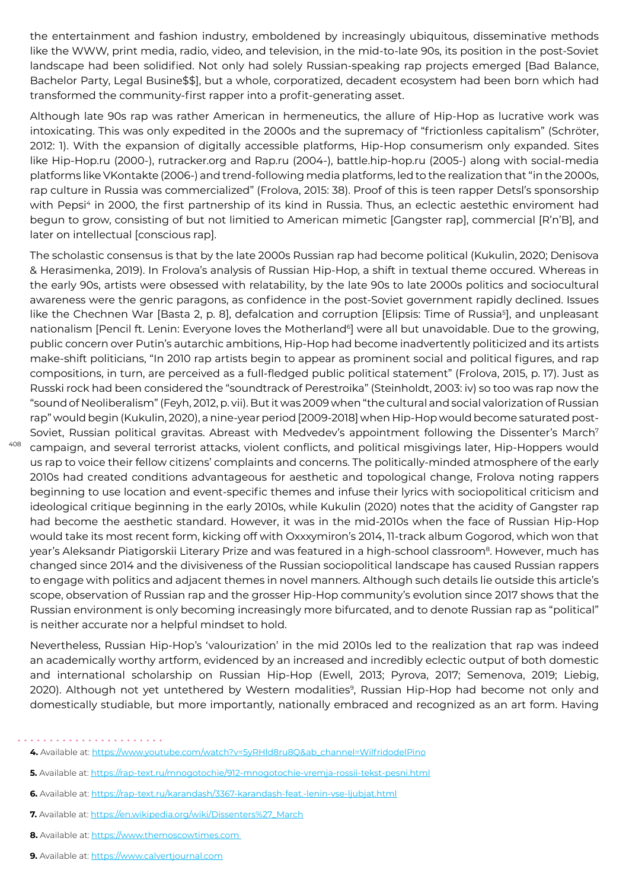the entertainment and fashion industry, emboldened by increasingly ubiquitous, disseminative methods like the WWW, print media, radio, video, and television, in the mid-to-late 90s, its position in the post-Soviet landscape had been solidified. Not only had solely Russian-speaking rap projects emerged [Bad Balance, Bachelor Party, Legal Busine$$], but a whole, corporatized, decadent ecosystem had been born which had transformed the community-first rapper into a profit-generating asset.

Although late 90s rap was rather American in hermeneutics, the allure of Hip-Hop as lucrative work was intoxicating. This was only expedited in the 2000s and the supremacy of "frictionless capitalism" (Schröter, 2012: 1). With the expansion of digitally accessible platforms, Hip-Hop consumerism only expanded. Sites like Hip-Hop.ru (2000-), rutracker.org and Rap.ru (2004-), battle.hip-hop.ru (2005-) along with social-media platforms like VKontakte (2006-) and trend-following media platforms, led to the realization that "in the 2000s, rap culture in Russia was commercialized" (Frolova, 2015: 38). Proof of this is teen rapper Detsl's sponsorship with Pepsi[4] in 2000, the first partnership of its kind in Russia. Thus, an eclectic aestethic enviroment had begun to grow, consisting of but not limitied to American mimetic [Gangster rap], commercial [R'n'B], and later on intellectual [conscious rap].

The scholastic consensus is that by the late 2000s Russian rap had become political (Kukulin, 2020; Denisova & Herasimenka, 2019). In Frolova's analysis of Russian Hip-Hop, a shift in textual theme occured. Whereas in the early 90s, artists were obsessed with relatability, by the late 90s to late 2000s politics and sociocultural awareness were the genric paragons, as confidence in the post-Soviet government rapidly declined. Issues like the Chechnen War [Basta 2, p. 8], defalcation and corruption [Elipsis: Time of Russia[5]], and unpleasant nationalism [Pencil ft. Lenin: Everyone loves the Motherland[6]] were all but unavoidable. Due to the growing, public concern over Putin's autarchic ambitions, Hip-Hop had become inadvertently politicized and its artists make-shift politicians, "In 2010 rap artists begin to appear as prominent social and political figures, and rap compositions, in turn, are perceived as a full-fledged public political statement" (Frolova, 2015, p. 17). Just as Russki rock had been considered the "soundtrack of Perestroika" (Steinholdt, 2003: iv) so too was rap now the "sound of Neoliberalism" (Feyh, 2012, p. vii). But it was 2009 when "the cultural and social valorization of Russian rap" would begin (Kukulin, 2020), a nine-year period [2009-2018] when Hip-Hop would become saturated post-Soviet, Russian political gravitas. Abreast with Medvedev's appointment following the Dissenter's March[7] campaign, and several terrorist attacks, violent conflicts, and political misgivings later, Hip-Hoppers would us rap to voice their fellow citizens' complaints and concerns. The politically-minded atmosphere of the early 2010s had created conditions advantageous for aesthetic and topological change, Frolova noting rappers beginning to use location and event-specific themes and infuse their lyrics with sociopolitical criticism and ideological critique beginning in the early 2010s, while Kukulin (2020) notes that the acidity of Gangster rap had become the aesthetic standard. However, it was in the mid-2010s when the face of Russian Hip-Hop would take its most recent form, kicking off with Oxxxymiron's 2014, 11-track album Gogorod, which won that year's Aleksandr Piatigorskii Literary Prize and was featured in a high-school classroom[8]. However, much has changed since 2014 and the divisiveness of the Russian sociopolitical landscape has caused Russian rappers to engage with politics and adjacent themes in novel manners. Although such details lie outside this article's scope, observation of Russian rap and the grosser Hip-Hop community's evolution since 2017 shows that the Russian environment is only becoming increasingly more bifurcated, and to denote Russian rap as "political" is neither accurate nor a helpful mindset to hold.

Nevertheless, Russian Hip-Hop's 'valourization' in the mid 2010s led to the realization that rap was indeed an academically worthy artform, evidenced by an increased and incredibly eclectic output of both domestic and international scholarship on Russian Hip-Hop (Ewell, 2013; Pyrova, 2017; Semenova, 2019; Liebig, 2020). Although not yet untethered by Western modalities[9], Russian Hip-Hop had become not only and domestically studiable, but more importantly, nationally embraced and recognized as an art form. Having

---

**4.** Available at: https://www.youtube.com/watch?v=5yRHld8ru8Q&ab_channel=WilfridodelPino

**5.** Available at: https://rap-text.ru/mnogotochie/912-mnogotochie-vremja-rossii-tekst-pesni.html

**6.** Available at: https://rap-text.ru/karandash/3367-karandash-feat.-lenin-vse-ljubjat.html

**7.** Available at: https://en.wikipedia.org/wiki/Dissenters%27_March

**8.** Available at: https://www.themoscowtimes.com

**9.** Available at: https://www.calvertjournal.com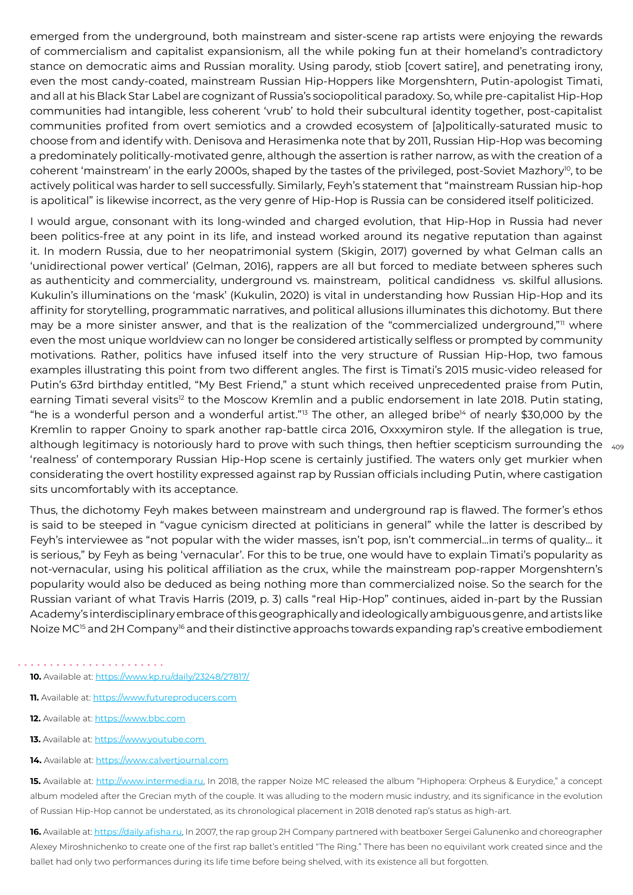emerged from the underground, both mainstream and sister-scene rap artists were enjoying the rewards of commercialism and capitalist expansionism, all the while poking fun at their homeland's contradictory stance on democratic aims and Russian morality. Using parody, stiob [covert satire], and penetrating irony, even the most candy-coated, mainstream Russian Hip-Hoppers like Morgenshtern, Putin-apologist Timati, and all at his Black Star Label are cognizant of Russia's sociopolitical paradox. So, while pre-capitalist Hip-Hop communities had intangible, less coherent 'vrub' to hold their subcultural identity together, post-capitalist communities profited from overt semiotics and a crowded ecosystem of [a]politically-saturated music to choose from and identify with. Denisova and Herasimenka note that by 2011, Russian Hip-Hop was becoming a predominately politically-motivated genre, although the assertion is rather narrow, as with the creation of a coherent 'mainstream' in the early 2000s, shaped by the tastes of the privileged, post-Soviet Mazhory[10], to be actively political was harder to sell successfully. Similarly, Feyh's statement that "mainstream Russian hip-hop is apolitical" is likewise incorrect, as the very genre of Hip-Hop is Russia can be considered itself politicized.

I would argue, consonant with its long-winded and charged evolution, that Hip-Hop in Russia had never been politics-free at any point in its life, and instead worked around its negative reputation than against it. In modern Russia, due to her neopatrimonial system (Skigin, 2017) governed by what Gelman calls an 'unidirectional power vertical' (Gelman, 2016), rappers are all but forced to mediate between spheres such as authenticity and commerciality, underground vs. mainstream, political candidness vs. skilful allusions. Kukulin's illuminations on the 'mask' (Kukulin, 2020) is vital in understanding how Russian Hip-Hop and its affinity for storytelling, programmatic narratives, and political allusions illuminates this dichotomy. But there may be a more sinister answer, and that is the realization of the "commercialized underground,"[11] where even the most unique worldview can no longer be considered artistically selfless or prompted by community motivations. Rather, politics have infused itself into the very structure of Russian Hip-Hop, two famous examples illustrating this point from two different angles. The first is Timati's 2015 music-video released for Putin's 63rd birthday entitled, "My Best Friend," a stunt which received unprecedented praise from Putin, earning Timati several visits[12] to the Moscow Kremlin and a public endorsement in late 2018. Putin stating, "he is a wonderful person and a wonderful artist."[13] The other, an alleged bribe[14] of nearly $30,000 by the Kremlin to rapper Gnoiny to spark another rap-battle circa 2016, Oxxxymiron style. If the allegation is true, although legitimacy is notoriously hard to prove with such things, then heftier scepticism surrounding the 'realness' of contemporary Russian Hip-Hop scene is certainly justified. The waters only get murkier when considering the overt hostility expressed against rap by Russian officials including Putin, where castigation sits uncomfortably with its acceptance.

Thus, the dichotomy Feyh makes between mainstream and underground rap is flawed. The former's ethos is said to be steeped in "vague cynicism directed at politicians in general" while the latter is described by Feyh's interviewee as "not popular with the wider masses, isn't pop, isn't commercial…in terms of quality… it is serious," by Feyh as being 'vernacular'. For this to be true, one would have to explain Timati's popularity as not-vernacular, using his political affiliation as the crux, while the mainstream pop-rapper Morgenshtern's popularity would also be deduced as being nothing more than commercialized noise. So the search for the Russian variant of what Travis Harris (2019, p. 3) calls "real Hip-Hop" continues, aided in-part by the Russian Academy's interdisciplinary embrace of this geographically and ideologically ambiguous genre, and artists like Noize MC[15] and 2H Company[16] and their distinctive approachs towards expanding rap's creative embodiement

**10.** Available at: https://www.kp.ru/daily/23248/27817/

**11.** Available at: https://www.futureproducers.com

**12.** Available at: https://www.bbc.com

**13.** Available at: https://www.youtube.com

**14.** Available at: https://www.calvertjournal.com

**15.** Available at: http://www.intermedia.ru, In 2018, the rapper Noize MC released the album "Hiphopera: Orpheus & Eurydice," a concept album modeled after the Grecian myth of the couple. It was alluding to the modern music industry, and its significance in the evolution of Russian Hip-Hop cannot be understated, as its chronological placement in 2018 denoted rap's status as high-art.

**16.** Available at: https://daily.afisha.ru, In 2007, the rap group 2H Company partnered with beatboxer Sergei Galunenko and choreographer Alexey Miroshnichenko to create one of the first rap ballet's entitled "The Ring." There has been no equivilant work created since and the ballet had only two performances during its life time before being shelved, with its existence all but forgotten.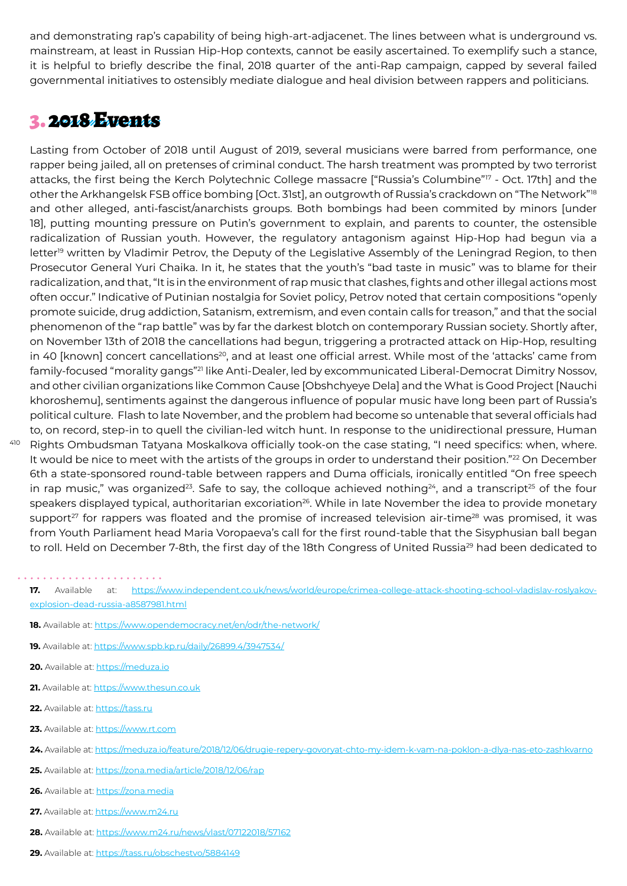and demonstrating rap's capability of being high-art-adjacenet. The lines between what is underground vs. mainstream, at least in Russian Hip-Hop contexts, cannot be easily ascertained. To exemplify such a stance, it is helpful to briefly describe the final, 2018 quarter of the anti-Rap campaign, capped by several failed governmental initiatives to ostensibly mediate dialogue and heal division between rappers and politicians.

## 3. 2018 Events

Lasting from October of 2018 until August of 2019, several musicians were barred from performance, one rapper being jailed, all on pretenses of criminal conduct. The harsh treatment was prompted by two terrorist attacks, the first being the Kerch Polytechnic College massacre ["Russia's Columbine"[17] - Oct. 17th] and the other the Arkhangelsk FSB office bombing [Oct. 31st], an outgrowth of Russia's crackdown on "The Network"[18] and other alleged, anti-fascist/anarchists groups. Both bombings had been commited by minors [under 18], putting mounting pressure on Putin's government to explain, and parents to counter, the ostensible radicalization of Russian youth. However, the regulatory antagonism against Hip-Hop had begun via a letter[19] written by Vladimir Petrov, the Deputy of the Legislative Assembly of the Leningrad Region, to then Prosecutor General Yuri Chaika. In it, he states that the youth's "bad taste in music" was to blame for their radicalization, and that, "It is in the environment of rap music that clashes, fights and other illegal actions most often occur." Indicative of Putinian nostalgia for Soviet policy, Petrov noted that certain compositions "openly promote suicide, drug addiction, Satanism, extremism, and even contain calls for treason," and that the social phenomenon of the "rap battle" was by far the darkest blotch on contemporary Russian society. Shortly after, on November 13th of 2018 the cancellations had begun, triggering a protracted attack on Hip-Hop, resulting in 40 [known] concert cancellations[20], and at least one official arrest. While most of the 'attacks' came from family-focused "morality gangs"[21] like Anti-Dealer, led by excommunicated Liberal-Democrat Dimitry Nossov, and other civilian organizations like Common Cause [Obshchyeye Dela] and the What is Good Project [Nauchi khoroshemu], sentiments against the dangerous influence of popular music have long been part of Russia's political culture. Flash to late November, and the problem had become so untenable that several officials had to, on record, step-in to quell the civilian-led witch hunt. In response to the unidirectional pressure, Human Rights Ombudsman Tatyana Moskalkova officially took-on the case stating, "I need specifics: when, where. It would be nice to meet with the artists of the groups in order to understand their position."[22] On December 6th a state-sponsored round-table between rappers and Duma officials, ironically entitled "On free speech in rap music," was organized[23]. Safe to say, the colloque achieved nothing[24], and a transcript[25] of the four speakers displayed typical, authoritarian excoriation[26]. While in late November the idea to provide monetary support[27] for rappers was floated and the promise of increased television air-time[28] was promised, it was from Youth Parliament head Maria Voropaeva's call for the first round-table that the Sisyphusian ball began to roll. Held on December 7-8th, the first day of the 18th Congress of United Russia[29] had been dedicated to

---

**17.** Available at: https://www.independent.co.uk/news/world/europe/crimea-college-attack-shooting-school-vladislav-roslyakov-explosion-dead-russia-a8587981.html

**18.** Available at: https://www.opendemocracy.net/en/odr/the-network/

**19.** Available at: https://www.spb.kp.ru/daily/26899.4/3947534/

**20.** Available at: https://meduza.io

**21.** Available at: https://www.thesun.co.uk

**22.** Available at: https://tass.ru

**23.** Available at: https://www.rt.com

**24.** Available at: https://meduza.io/feature/2018/12/06/drugie-repery-govoryat-chto-my-idem-k-vam-na-poklon-a-dlya-nas-eto-zashkvarno

**25.** Available at: https://zona.media/article/2018/12/06/rap

**26.** Available at: https://zona.media

**27.** Available at: https://www.m24.ru

**28.** Available at: https://www.m24.ru/news/vlast/07122018/57162

**29.** Available at: https://tass.ru/obschestvo/5884149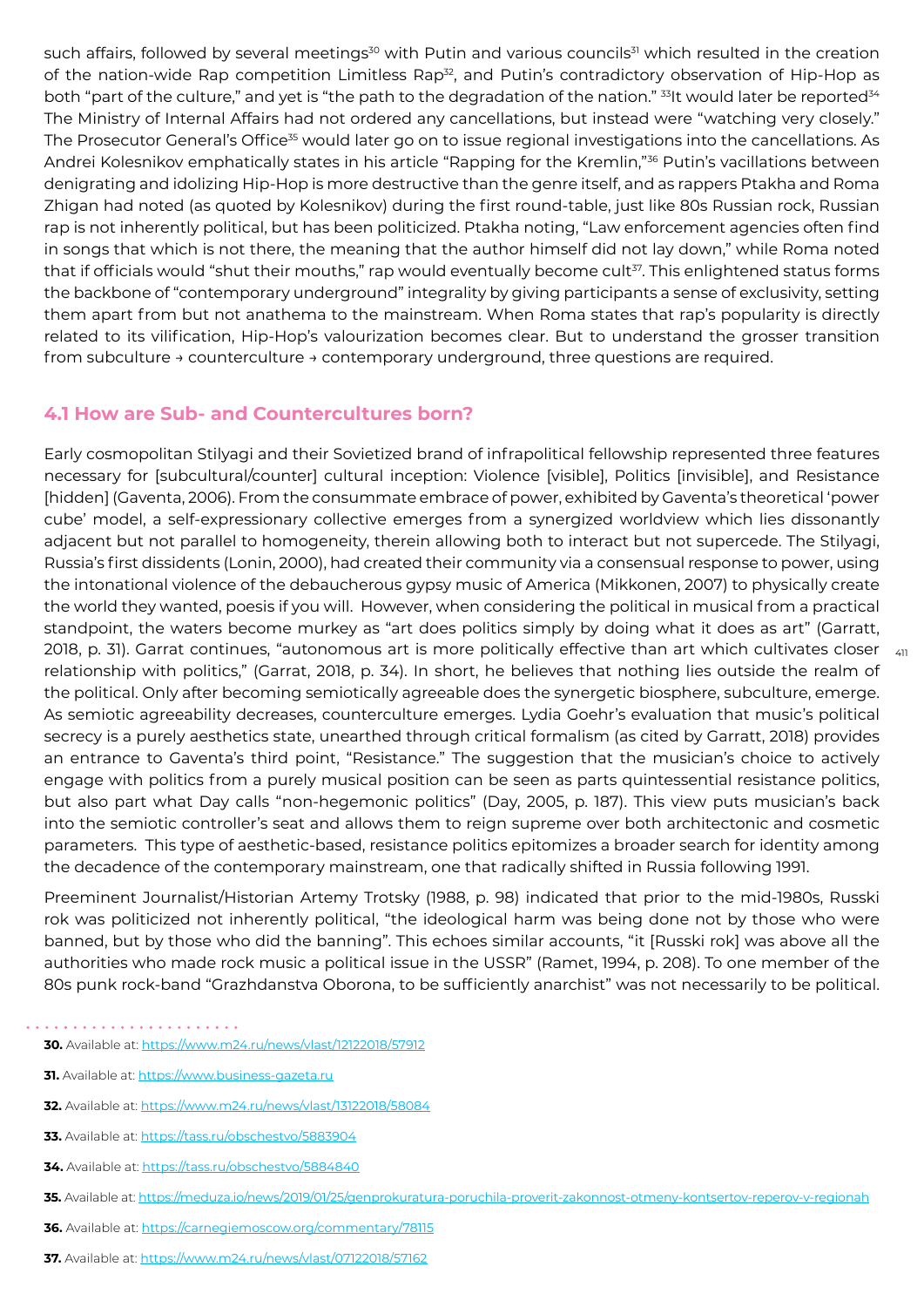such affairs, followed by several meetings[30] with Putin and various councils[31] which resulted in the creation of the nation-wide Rap competition Limitless Rap[32], and Putin's contradictory observation of Hip-Hop as both "part of the culture," and yet is "the path to the degradation of the nation." [33]It would later be reported[34] The Ministry of Internal Affairs had not ordered any cancellations, but instead were "watching very closely." The Prosecutor General's Office[35] would later go on to issue regional investigations into the cancellations. As Andrei Kolesnikov emphatically states in his article "Rapping for the Kremlin,"[36] Putin's vacillations between denigrating and idolizing Hip-Hop is more destructive than the genre itself, and as rappers Ptakha and Roma Zhigan had noted (as quoted by Kolesnikov) during the first round-table, just like 80s Russian rock, Russian rap is not inherently political, but has been politicized. Ptakha noting, "Law enforcement agencies often find in songs that which is not there, the meaning that the author himself did not lay down," while Roma noted that if officials would "shut their mouths," rap would eventually become cult[37]. This enlightened status forms the backbone of "contemporary underground" integrality by giving participants a sense of exclusivity, setting them apart from but not anathema to the mainstream. When Roma states that rap's popularity is directly related to its vilification, Hip-Hop's valourization becomes clear. But to understand the grosser transition from subculture → counterculture → contemporary underground, three questions are required.

## 4.1 How are Sub- and Countercultures born?

Early cosmopolitan Stilyagi and their Sovietized brand of infrapolitical fellowship represented three features necessary for [subcultural/counter] cultural inception: Violence [visible], Politics [invisible], and Resistance [hidden] (Gaventa, 2006). From the consummate embrace of power, exhibited by Gaventa's theoretical 'power cube' model, a self-expressionary collective emerges from a synergized worldview which lies dissonantly adjacent but not parallel to homogeneity, therein allowing both to interact but not supercede. The Stilyagi, Russia's first dissidents (Lonin, 2000), had created their community via a consensual response to power, using the intonational violence of the debaucherous gypsy music of America (Mikkonen, 2007) to physically create the world they wanted, poesis if you will. However, when considering the political in musical from a practical standpoint, the waters become murkey as "art does politics simply by doing what it does as art" (Garratt, 2018, p. 31). Garrat continues, "autonomous art is more politically effective than art which cultivates closer relationship with politics," (Garrat, 2018, p. 34). In short, he believes that nothing lies outside the realm of the political. Only after becoming semiotically agreeable does the synergetic biosphere, subculture, emerge. As semiotic agreeability decreases, counterculture emerges. Lydia Goehr's evaluation that music's political secrecy is a purely aesthetics state, unearthed through critical formalism (as cited by Garratt, 2018) provides an entrance to Gaventa's third point, "Resistance." The suggestion that the musician's choice to actively engage with politics from a purely musical position can be seen as parts quintessential resistance politics, but also part what Day calls "non-hegemonic politics" (Day, 2005, p. 187). This view puts musician's back into the semiotic controller's seat and allows them to reign supreme over both architectonic and cosmetic parameters. This type of aesthetic-based, resistance politics epitomizes a broader search for identity among the decadence of the contemporary mainstream, one that radically shifted in Russia following 1991.

Preeminent Journalist/Historian Artemy Trotsky (1988, p. 98) indicated that prior to the mid-1980s, Russki rok was politicized not inherently political, "the ideological harm was being done not by those who were banned, but by those who did the banning". This echoes similar accounts, "it [Russki rok] was above all the authorities who made rock music a political issue in the USSR" (Ramet, 1994, p. 208). To one member of the 80s punk rock-band "Grazhdanstva Oborona, to be sufficiently anarchist" was not necessarily to be political.

**30.** Available at: https://www.m24.ru/news/vlast/12122018/57912

**31.** Available at: https://www.business-gazeta.ru

**32.** Available at: https://www.m24.ru/news/vlast/13122018/58084

**33.** Available at: https://tass.ru/obschestvo/5883904

**34.** Available at: https://tass.ru/obschestvo/5884840

**35.** Available at: https://meduza.io/news/2019/01/25/genprokuratura-poruchila-proverit-zakonnost-otmeny-kontsertov-reperov-v-regionah

**36.** Available at: https://carnegiemoscow.org/commentary/78115

**37.** Available at: https://www.m24.ru/news/vlast/07122018/57162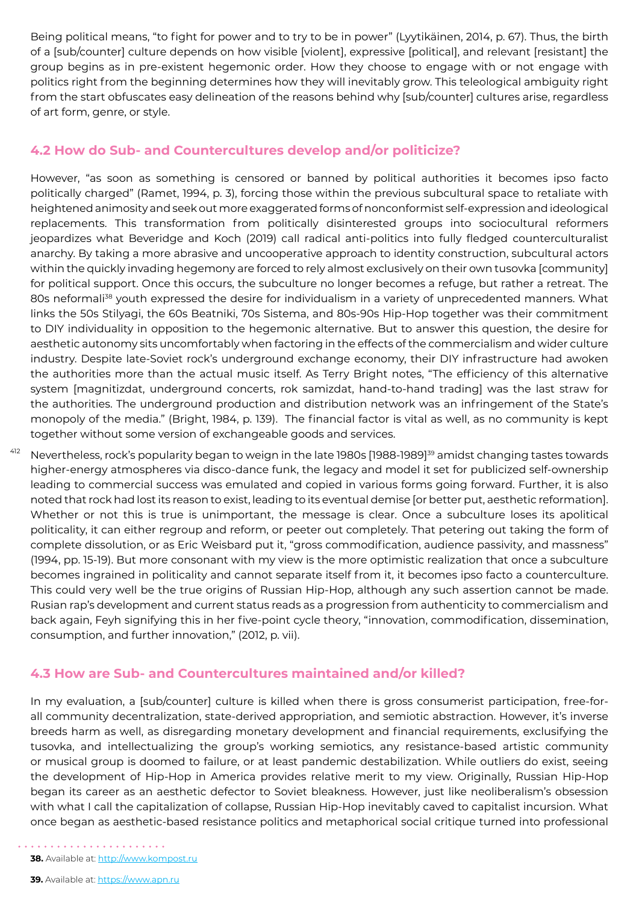Being political means, "to fight for power and to try to be in power" (Lyytikäinen, 2014, p. 67). Thus, the birth of a [sub/counter] culture depends on how visible [violent], expressive [political], and relevant [resistant] the group begins as in pre-existent hegemonic order. How they choose to engage with or not engage with politics right from the beginning determines how they will inevitably grow. This teleological ambiguity right from the start obfuscates easy delineation of the reasons behind why [sub/counter] cultures arise, regardless of art form, genre, or style.

## 4.2 How do Sub- and Countercultures develop and/or politicize?

However, "as soon as something is censored or banned by political authorities it becomes ipso facto politically charged" (Ramet, 1994, p. 3), forcing those within the previous subcultural space to retaliate with heightened animosity and seek out more exaggerated forms of nonconformist self-expression and ideological replacements. This transformation from politically disinterested groups into sociocultural reformers jeopardizes what Beveridge and Koch (2019) call radical anti-politics into fully fledged counterculturalist anarchy. By taking a more abrasive and uncooperative approach to identity construction, subcultural actors within the quickly invading hegemony are forced to rely almost exclusively on their own tusovka [community] for political support. Once this occurs, the subculture no longer becomes a refuge, but rather a retreat. The 80s neformali[38] youth expressed the desire for individualism in a variety of unprecedented manners. What links the 50s Stilyagi, the 60s Beatniki, 70s Sistema, and 80s-90s Hip-Hop together was their commitment to DIY individuality in opposition to the hegemonic alternative. But to answer this question, the desire for aesthetic autonomy sits uncomfortably when factoring in the effects of the commercialism and wider culture industry. Despite late-Soviet rock's underground exchange economy, their DIY infrastructure had awoken the authorities more than the actual music itself. As Terry Bright notes, "The efficiency of this alternative system [magnitizdat, underground concerts, rok samizdat, hand-to-hand trading] was the last straw for the authorities. The underground production and distribution network was an infringement of the State's monopoly of the media." (Bright, 1984, p. 139). The financial factor is vital as well, as no community is kept together without some version of exchangeable goods and services.

Nevertheless, rock's popularity began to weign in the late 1980s [1988-1989][39] amidst changing tastes towards higher-energy atmospheres via disco-dance funk, the legacy and model it set for publicized self-ownership leading to commercial success was emulated and copied in various forms going forward. Further, it is also noted that rock had lost its reason to exist, leading to its eventual demise [or better put, aesthetic reformation]. Whether or not this is true is unimportant, the message is clear. Once a subculture loses its apolitical politicality, it can either regroup and reform, or peeter out completely. That petering out taking the form of complete dissolution, or as Eric Weisbard put it, "gross commodification, audience passivity, and massness" (1994, pp. 15-19). But more consonant with my view is the more optimistic realization that once a subculture becomes ingrained in politicality and cannot separate itself from it, it becomes ipso facto a counterculture. This could very well be the true origins of Russian Hip-Hop, although any such assertion cannot be made. Rusian rap's development and current status reads as a progression from authenticity to commercialism and back again, Feyh signifying this in her five-point cycle theory, "innovation, commodification, dissemination, consumption, and further innovation," (2012, p. vii).

## 4.3 How are Sub- and Countercultures maintained and/or killed?

In my evaluation, a [sub/counter] culture is killed when there is gross consumerist participation, free-for-all community decentralization, state-derived appropriation, and semiotic abstraction. However, it's inverse breeds harm as well, as disregarding monetary development and financial requirements, exclusifying the tusovka, and intellectualizing the group's working semiotics, any resistance-based artistic community or musical group is doomed to failure, or at least pandemic destabilization. While outliers do exist, seeing the development of Hip-Hop in America provides relative merit to my view. Originally, Russian Hip-Hop began its career as an aesthetic defector to Soviet bleakness. However, just like neoliberalism's obsession with what I call the capitalization of collapse, Russian Hip-Hop inevitably caved to capitalist incursion. What once began as aesthetic-based resistance politics and metaphorical social critique turned into professional

**38.** Available at: http://www.kompost.ru

**39.** Available at: https://www.apn.ru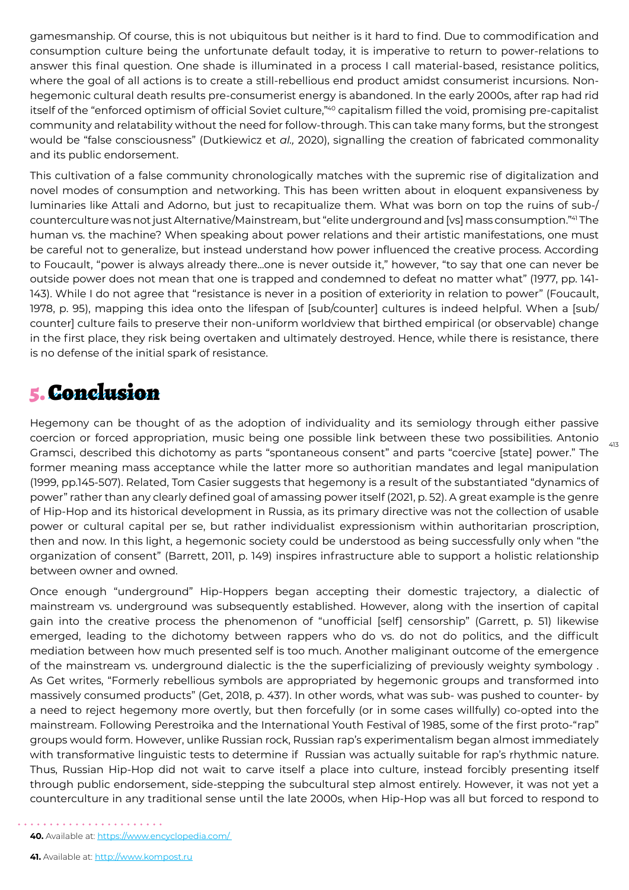gamesmanship. Of course, this is not ubiquitous but neither is it hard to find. Due to commodification and consumption culture being the unfortunate default today, it is imperative to return to power-relations to answer this final question. One shade is illuminated in a process I call material-based, resistance politics, where the goal of all actions is to create a still-rebellious end product amidst consumerist incursions. Non-hegemonic cultural death results pre-consumerist energy is abandoned. In the early 2000s, after rap had rid itself of the "enforced optimism of official Soviet culture,"[40] capitalism filled the void, promising pre-capitalist community and relatability without the need for follow-through. This can take many forms, but the strongest would be "false consciousness" (Dutkiewicz et *al.,* 2020), signalling the creation of fabricated commonality and its public endorsement.

This cultivation of a false community chronologically matches with the supremic rise of digitalization and novel modes of consumption and networking. This has been written about in eloquent expansiveness by luminaries like Attali and Adorno, but just to recapitualize them. What was born on top the ruins of sub-/counterculture was not just Alternative/Mainstream, but "elite underground and [vs] mass consumption."[41] The human vs. the machine? When speaking about power relations and their artistic manifestations, one must be careful not to generalize, but instead understand how power influenced the creative process. According to Foucault, "power is always already there...one is never outside it," however, "to say that one can never be outside power does not mean that one is trapped and condemned to defeat no matter what" (1977, pp. 141-143). While I do not agree that "resistance is never in a position of exteriority in relation to power" (Foucault, 1978, p. 95), mapping this idea onto the lifespan of [sub/counter] cultures is indeed helpful. When a [sub/counter] culture fails to preserve their non-uniform worldview that birthed empirical (or observable) change in the first place, they risk being overtaken and ultimately destroyed. Hence, while there is resistance, there is no defense of the initial spark of resistance.

# 5. Conclusion

Hegemony can be thought of as the adoption of individuality and its semiology through either passive coercion or forced appropriation, music being one possible link between these two possibilities. Antonio Gramsci, described this dichotomy as parts "spontaneous consent" and parts "coercive [state] power." The former meaning mass acceptance while the latter more so authoritian mandates and legal manipulation (1999, pp.145-507). Related, Tom Casier suggests that hegemony is a result of the substantiated "dynamics of power" rather than any clearly defined goal of amassing power itself (2021, p. 52). A great example is the genre of Hip-Hop and its historical development in Russia, as its primary directive was not the collection of usable power or cultural capital per se, but rather individualist expressionism within authoritarian proscription, then and now. In this light, a hegemonic society could be understood as being successfully only when "the organization of consent" (Barrett, 2011, p. 149) inspires infrastructure able to support a holistic relationship between owner and owned.

Once enough "underground" Hip-Hoppers began accepting their domestic trajectory, a dialectic of mainstream vs. underground was subsequently established. However, along with the insertion of capital gain into the creative process the phenomenon of "unofficial [self] censorship" (Garrett, p. 51) likewise emerged, leading to the dichotomy between rappers who do vs. do not do politics, and the difficult mediation between how much presented self is too much. Another maliginant outcome of the emergence of the mainstream vs. underground dialectic is the the superficializing of previously weighty symbology . As Get writes, "Formerly rebellious symbols are appropriated by hegemonic groups and transformed into massively consumed products" (Get, 2018, p. 437). In other words, what was sub- was pushed to counter- by a need to reject hegemony more overtly, but then forcefully (or in some cases willfully) co-opted into the mainstream. Following Perestroika and the International Youth Festival of 1985, some of the first proto-"rap" groups would form. However, unlike Russian rock, Russian rap's experimentalism began almost immediately with transformative linguistic tests to determine if Russian was actually suitable for rap's rhythmic nature. Thus, Russian Hip-Hop did not wait to carve itself a place into culture, instead forcibly presenting itself through public endorsement, side-stepping the subcultural step almost entirely. However, it was not yet a counterculture in any traditional sense until the late 2000s, when Hip-Hop was all but forced to respond to

**40.** Available at: https://www.encyclopedia.com/

**41.** Available at: http://www.kompost.ru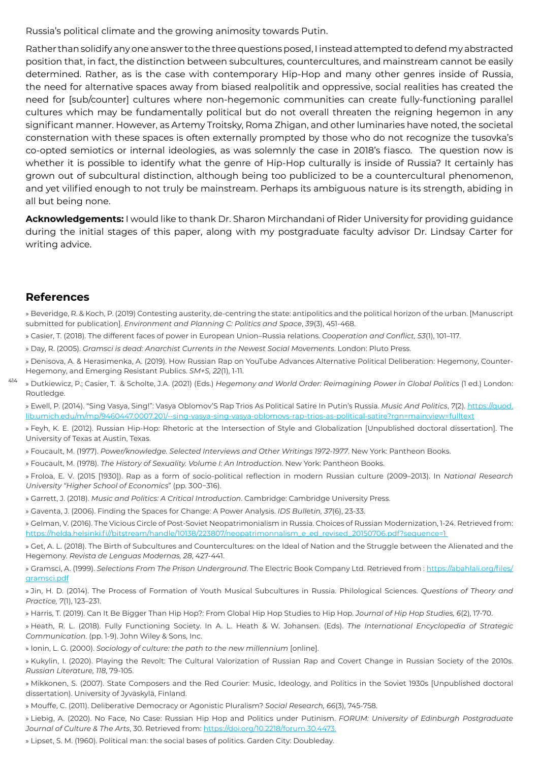Russia's political climate and the growing animosity towards Putin.

Rather than solidify any one answer to the three questions posed, I instead attempted to defend my abstracted position that, in fact, the distinction between subcultures, countercultures, and mainstream cannot be easily determined. Rather, as is the case with contemporary Hip-Hop and many other genres inside of Russia, the need for alternative spaces away from biased realpolitik and oppressive, social realities has created the need for [sub/counter] cultures where non-hegemonic communities can create fully-functioning parallel cultures which may be fundamentally political but do not overall threaten the reigning hegemon in any significant manner. However, as Artemy Troitsky, Roma Zhigan, and other luminaries have noted, the societal consternation with these spaces is often externally prompted by those who do not recognize the tusovka's co-opted semiotics or internal ideologies, as was solemnly the case in 2018's fiasco. The question now is whether it is possible to identify what the genre of Hip-Hop culturally is inside of Russia? It certainly has grown out of subcultural distinction, although being too publicized to be a countercultural phenomenon, and yet vilified enough to not truly be mainstream. Perhaps its ambiguous nature is its strength, abiding in all but being none.

**Acknowledgements:** I would like to thank Dr. Sharon Mirchandani of Rider University for providing guidance during the initial stages of this paper, along with my postgraduate faculty advisor Dr. Lindsay Carter for writing advice.

## References

» Beveridge, R. & Koch, P. (2019) Contesting austerity, de-centring the state: antipolitics and the political horizon of the urban. [Manuscript submitted for publication]. *Environment and Planning C: Politics and Space*, *39*(3), 451-468.

» Casier, T. (2018). The different faces of power in European Union–Russia relations. *Cooperation and Conflict, 53*(1), 101–117.

» Day, R. (2005). *Gramsci is dead: Anarchist Currents in the Newest Social Movements*. London: Pluto Press.

» Denisova, A. & Herasimenka, A. (2019). How Russian Rap on YouTube Advances Alternative Political Deliberation: Hegemony, Counter-Hegemony, and Emerging Resistant Publics. *SM+S, 22*(1), 1-11.

» Dutkiewicz, P.; Casier, T. & Scholte, J.A. (2021) (Eds.) *Hegemony and World Order: Reimagining Power in Global Politics* (1 ed.) London: Routledge.

» Ewell, P. (2014). "Sing Vasya, Sing!": Vasya Oblomov'S Rap Trios As Political Satire In Putin's Russia. *Music And Politics*, *7*(2). https://quod.lib.umich.edu/m/mp/9460447.0007.201/--sing-vasya-sing-vasya-oblomovs-rap-trios-as-political-satire?rgn=main;view=fulltext

» Feyh, K. E. (2012). Russian Hip-Hop: Rhetoric at the Intersection of Style and Globalization [Unpublished doctoral dissertation]. The University of Texas at Austin, Texas.

» Foucault, M. (1977). *Power/knowledge. Selected Interviews and Other Writings 1972-1977*. New York: Pantheon Books.

» Foucault, M. (1978). *The History of Sexuality. Volume I: An Introduction*. New York: Pantheon Books.

» Froloa, E. V. (2015 [1930]). Rap as a form of socio-political reflection in modern Russian culture (2009–2013). In *National Research University "Higher School of Economics*" (pp. 300−316).

» Garrett, J. (2018). *Music and Politics: A Critical Introduction*. Cambridge: Cambridge University Press.

» Gaventa, J. (2006). Finding the Spaces for Change: A Power Analysis. *IDS Bulletin, 37*(6), 23-33.

» Gelman, V. (2016). The Vicious Circle of Post-Soviet Neopatrimonialism in Russia. Choices of Russian Modernization, 1-24. Retrieved from: https://helda.helsinki.fi//bitstream/handle/10138/223807/neopatrimonnalism_e_ed_revised_20150706.pdf?sequence=1

» Get, A. L. (2018). The Birth of Subcultures and Countercultures: on the Ideal of Nation and the Struggle between the Alienated and the Hegemony. *Revista de Lenguas Modernas, 28*, 427-441.

» Gramsci, A. (1999). *Selections From The Prison Underground*. The Electric Book Company Ltd. Retrieved from : https://abahlali.org/files/gramsci.pdf

» Jin, H. D. (2014). The Process of Formation of Youth Musical Subcultures in Russia. Philological Sciences. *Questions of Theory and Practice, 7*(1), 123–231.

» Harris, T. (2019). Can It Be Bigger Than Hip Hop?: From Global Hip Hop Studies to Hip Hop. *Journal of Hip Hop Studies, 6*(2), 17-70.

» Heath, R. L. (2018). Fully Functioning Society. In A. L. Heath & W. Johansen. (Eds). *The International Encyclopedia of Strategic Communication*. (pp. 1-9). John Wiley & Sons, Inc.

» Ionin, L. G. (2000). *Sociology of culture: the path to the new millennium* [online].

» Kukylin, I. (2020). Playing the Revolt: The Cultural Valorization of Russian Rap and Covert Change in Russian Society of the 2010s. *Russian Literature, 118*, 79-105.

» Mikkonen, S. (2007). State Composers and the Red Courier: Music, Ideology, and Politics in the Soviet 1930s [Unpublished doctoral dissertation). University of Jyväskylä, Finland.

» Mouffe, C. (2011). Deliberative Democracy or Agonistic Pluralism? *Social Research, 66*(3), 745-758.

» Liebig, A. (2020). No Face, No Case: Russian Hip Hop and Politics under Putinism. *FORUM: University of Edinburgh Postgraduate Journal of Culture & The Arts*, 30. Retrieved from: https://doi.org/10.2218/forum.30.4473.

» Lipset, S. M. (1960). Political man: the social bases of politics. Garden City: Doubleday.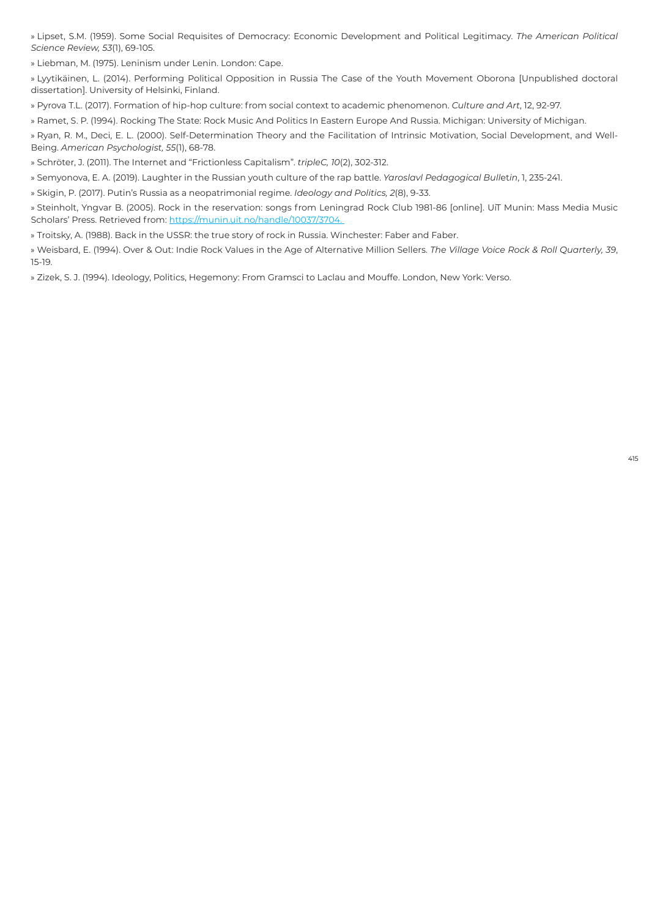» Lipset, S.M. (1959). Some Social Requisites of Democracy: Economic Development and Political Legitimacy. *The American Political Science Review, 53*(1), 69-105.

» Liebman, M. (1975). Leninism under Lenin. London: Cape.

» Lyytikäinen, L. (2014). Performing Political Opposition in Russia The Case of the Youth Movement Oborona [Unpublished doctoral dissertation]. University of Helsinki, Finland.

» Pyrova T.L. (2017). Formation of hip-hop culture: from social context to academic phenomenon. *Culture and Art*, 12, 92-97.

» Ramet, S. P. (1994). Rocking The State: Rock Music And Politics In Eastern Europe And Russia. Michigan: University of Michigan.

» Ryan, R. M., Deci, E. L. (2000). Self-Determination Theory and the Facilitation of Intrinsic Motivation, Social Development, and Well-Being. *American Psychologist, 55*(1), 68-78.

» Schröter, J. (2011). The Internet and "Frictionless Capitalism". *tripleC, 10*(2), 302-312.

» Semyonova, E. A. (2019). Laughter in the Russian youth culture of the rap battle. *Yaroslavl Pedagogical Bulletin*, 1, 235-241.

» Skigin, P. (2017). Putin's Russia as a neopatrimonial regime. *Ideology and Politics, 2*(8), 9-33.

» Steinholt, Yngvar B. (2005). Rock in the reservation: songs from Leningrad Rock Club 1981-86 [online]. UiT Munin: Mass Media Music Scholars' Press. Retrieved from: https://munin.uit.no/handle/10037/3704.

» Troitsky, A. (1988). Back in the USSR: the true story of rock in Russia. Winchester: Faber and Faber.

» Weisbard, E. (1994). Over & Out: Indie Rock Values in the Age of Alternative Million Sellers. *The Village Voice Rock & Roll Quarterly, 39*, 15-19.

» Zizek, S. J. (1994). Ideology, Politics, Hegemony: From Gramsci to Laclau and Mouffe. London, New York: Verso.